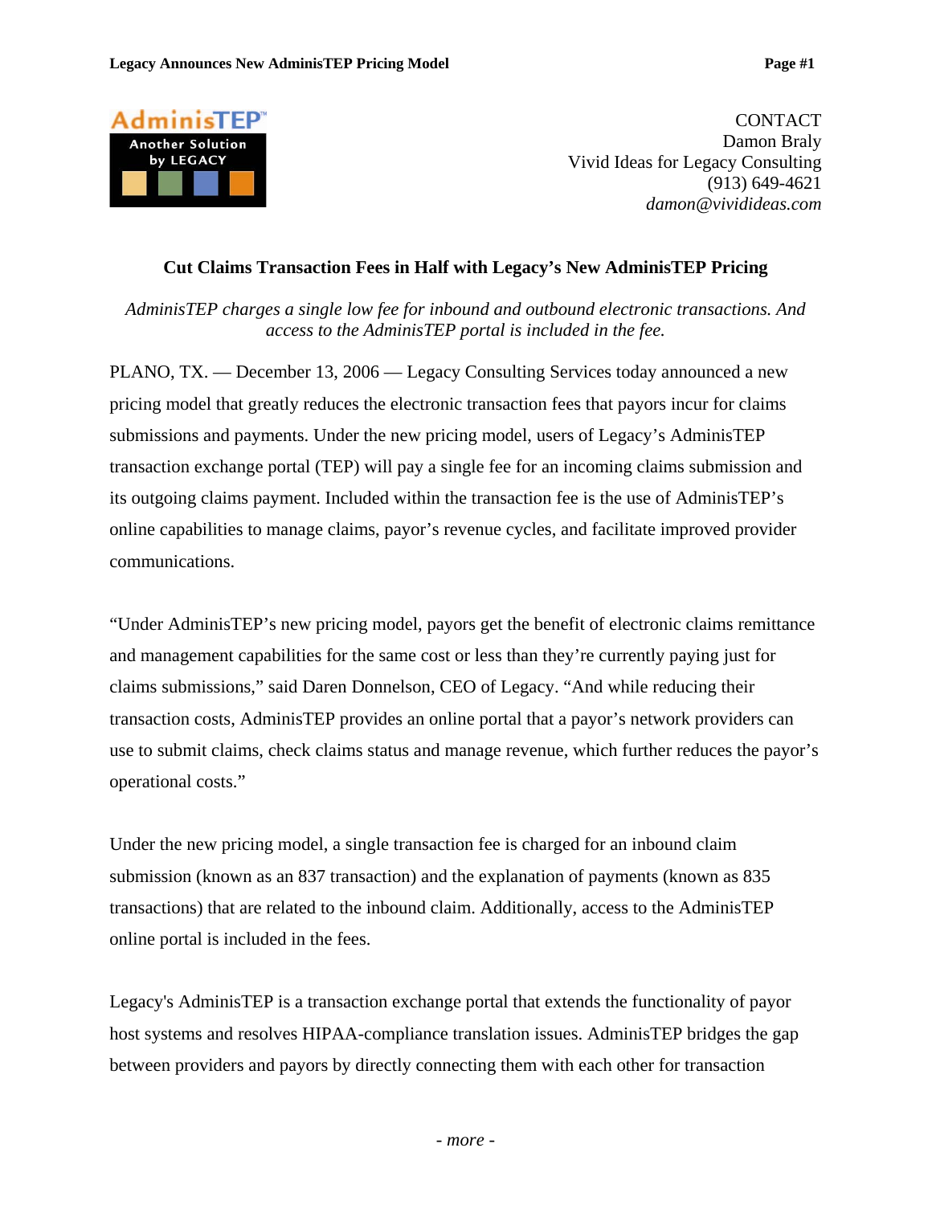AdminisTEP™

Another Solution by LEGACY

CONTACT
Damon Braly
Vivid Ideas for Legacy Consulting
(913) 649-4621
*damon@vividideas.com*

**Cut Claims Transaction Fees in Half with Legacy's New AdminisTEP Pricing**

*AdminisTEP charges a single low fee for inbound and outbound electronic transactions. And access to the AdminisTEP portal is included in the fee.*

PLANO, TX. — December 13, 2006 — Legacy Consulting Services today announced a new pricing model that greatly reduces the electronic transaction fees that payors incur for claims submissions and payments. Under the new pricing model, users of Legacy's AdminisTEP transaction exchange portal (TEP) will pay a single fee for an incoming claims submission and its outgoing claims payment. Included within the transaction fee is the use of AdminisTEP's online capabilities to manage claims, payor's revenue cycles, and facilitate improved provider communications.

"Under AdminisTEP's new pricing model, payors get the benefit of electronic claims remittance and management capabilities for the same cost or less than they're currently paying just for claims submissions," said Daren Donnelson, CEO of Legacy. "And while reducing their transaction costs, AdminisTEP provides an online portal that a payor's network providers can use to submit claims, check claims status and manage revenue, which further reduces the payor's operational costs."

Under the new pricing model, a single transaction fee is charged for an inbound claim submission (known as an 837 transaction) and the explanation of payments (known as 835 transactions) that are related to the inbound claim. Additionally, access to the AdminisTEP online portal is included in the fees.

Legacy's AdminisTEP is a transaction exchange portal that extends the functionality of payor host systems and resolves HIPAA-compliance translation issues. AdminisTEP bridges the gap between providers and payors by directly connecting them with each other for transaction

*- more -*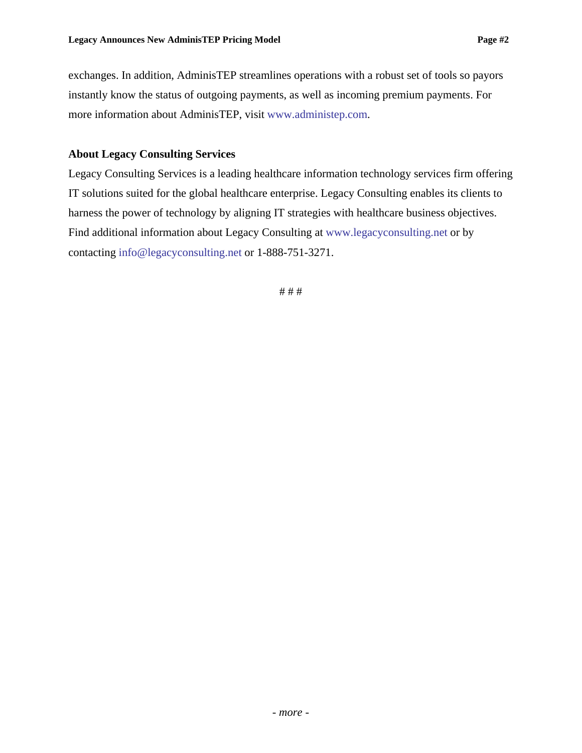exchanges. In addition, AdminisTEP streamlines operations with a robust set of tools so payors instantly know the status of outgoing payments, as well as incoming premium payments. For more information about AdminisTEP, visit www.administep.com.

**About Legacy Consulting Services**

Legacy Consulting Services is a leading healthcare information technology services firm offering IT solutions suited for the global healthcare enterprise. Legacy Consulting enables its clients to harness the power of technology by aligning IT strategies with healthcare business objectives. Find additional information about Legacy Consulting at www.legacyconsulting.net or by contacting info@legacyconsulting.net or 1-888-751-3271.

# # #

*- more -*